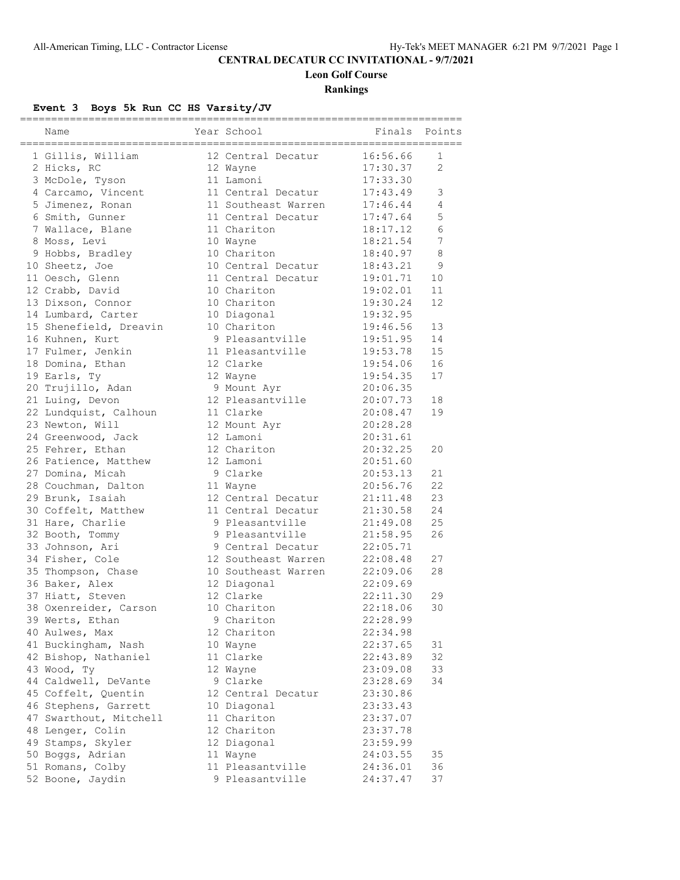# CENTRAL DECATUR CC INVITATIONAL - 9/7/2021

## Leon Golf Course

## Rankings

### Event 3 Boys 5k Run CC HS Varsity/JV

| | Name | Year | School | Finals | Points |
|---|---|---|---|---|---|
| 1 | Gillis, William | 12 | Central Decatur | 16:56.66 | 1 |
| 2 | Hicks, RC | 12 | Wayne | 17:30.37 | 2 |
| 3 | McDole, Tyson | 11 | Lamoni | 17:33.30 | |
| 4 | Carcamo, Vincent | 11 | Central Decatur | 17:43.49 | 3 |
| 5 | Jimenez, Ronan | 11 | Southeast Warren | 17:46.44 | 4 |
| 6 | Smith, Gunner | 11 | Central Decatur | 17:47.64 | 5 |
| 7 | Wallace, Blane | 11 | Chariton | 18:17.12 | 6 |
| 8 | Moss, Levi | 10 | Wayne | 18:21.54 | 7 |
| 9 | Hobbs, Bradley | 10 | Chariton | 18:40.97 | 8 |
| 10 | Sheetz, Joe | 10 | Central Decatur | 18:43.21 | 9 |
| 11 | Oesch, Glenn | 11 | Central Decatur | 19:01.71 | 10 |
| 12 | Crabb, David | 10 | Chariton | 19:02.01 | 11 |
| 13 | Dixson, Connor | 10 | Chariton | 19:30.24 | 12 |
| 14 | Lumbard, Carter | 10 | Diagonal | 19:32.95 | |
| 15 | Shenefield, Dreavin | 10 | Chariton | 19:46.56 | 13 |
| 16 | Kuhnen, Kurt | 9 | Pleasantville | 19:51.95 | 14 |
| 17 | Fulmer, Jenkin | 11 | Pleasantville | 19:53.78 | 15 |
| 18 | Domina, Ethan | 12 | Clarke | 19:54.06 | 16 |
| 19 | Earls, Ty | 12 | Wayne | 19:54.35 | 17 |
| 20 | Trujillo, Adan | 9 | Mount Ayr | 20:06.35 | |
| 21 | Luing, Devon | 12 | Pleasantville | 20:07.73 | 18 |
| 22 | Lundquist, Calhoun | 11 | Clarke | 20:08.47 | 19 |
| 23 | Newton, Will | 12 | Mount Ayr | 20:28.28 | |
| 24 | Greenwood, Jack | 12 | Lamoni | 20:31.61 | |
| 25 | Fehrer, Ethan | 12 | Chariton | 20:32.25 | 20 |
| 26 | Patience, Matthew | 12 | Lamoni | 20:51.60 | |
| 27 | Domina, Micah | 9 | Clarke | 20:53.13 | 21 |
| 28 | Couchman, Dalton | 11 | Wayne | 20:56.76 | 22 |
| 29 | Brunk, Isaiah | 12 | Central Decatur | 21:11.48 | 23 |
| 30 | Coffelt, Matthew | 11 | Central Decatur | 21:30.58 | 24 |
| 31 | Hare, Charlie | 9 | Pleasantville | 21:49.08 | 25 |
| 32 | Booth, Tommy | 9 | Pleasantville | 21:58.95 | 26 |
| 33 | Johnson, Ari | 9 | Central Decatur | 22:05.71 | |
| 34 | Fisher, Cole | 12 | Southeast Warren | 22:08.48 | 27 |
| 35 | Thompson, Chase | 10 | Southeast Warren | 22:09.06 | 28 |
| 36 | Baker, Alex | 12 | Diagonal | 22:09.69 | |
| 37 | Hiatt, Steven | 12 | Clarke | 22:11.30 | 29 |
| 38 | Oxenreider, Carson | 10 | Chariton | 22:18.06 | 30 |
| 39 | Werts, Ethan | 9 | Chariton | 22:28.99 | |
| 40 | Aulwes, Max | 12 | Chariton | 22:34.98 | |
| 41 | Buckingham, Nash | 10 | Wayne | 22:37.65 | 31 |
| 42 | Bishop, Nathaniel | 11 | Clarke | 22:43.89 | 32 |
| 43 | Wood, Ty | 12 | Wayne | 23:09.08 | 33 |
| 44 | Caldwell, DeVante | 9 | Clarke | 23:28.69 | 34 |
| 45 | Coffelt, Quentin | 12 | Central Decatur | 23:30.86 | |
| 46 | Stephens, Garrett | 10 | Diagonal | 23:33.43 | |
| 47 | Swarthout, Mitchell | 11 | Chariton | 23:37.07 | |
| 48 | Lenger, Colin | 12 | Chariton | 23:37.78 | |
| 49 | Stamps, Skyler | 12 | Diagonal | 23:59.99 | |
| 50 | Boggs, Adrian | 11 | Wayne | 24:03.55 | 35 |
| 51 | Romans, Colby | 11 | Pleasantville | 24:36.01 | 36 |
| 52 | Boone, Jaydin | 9 | Pleasantville | 24:37.47 | 37 |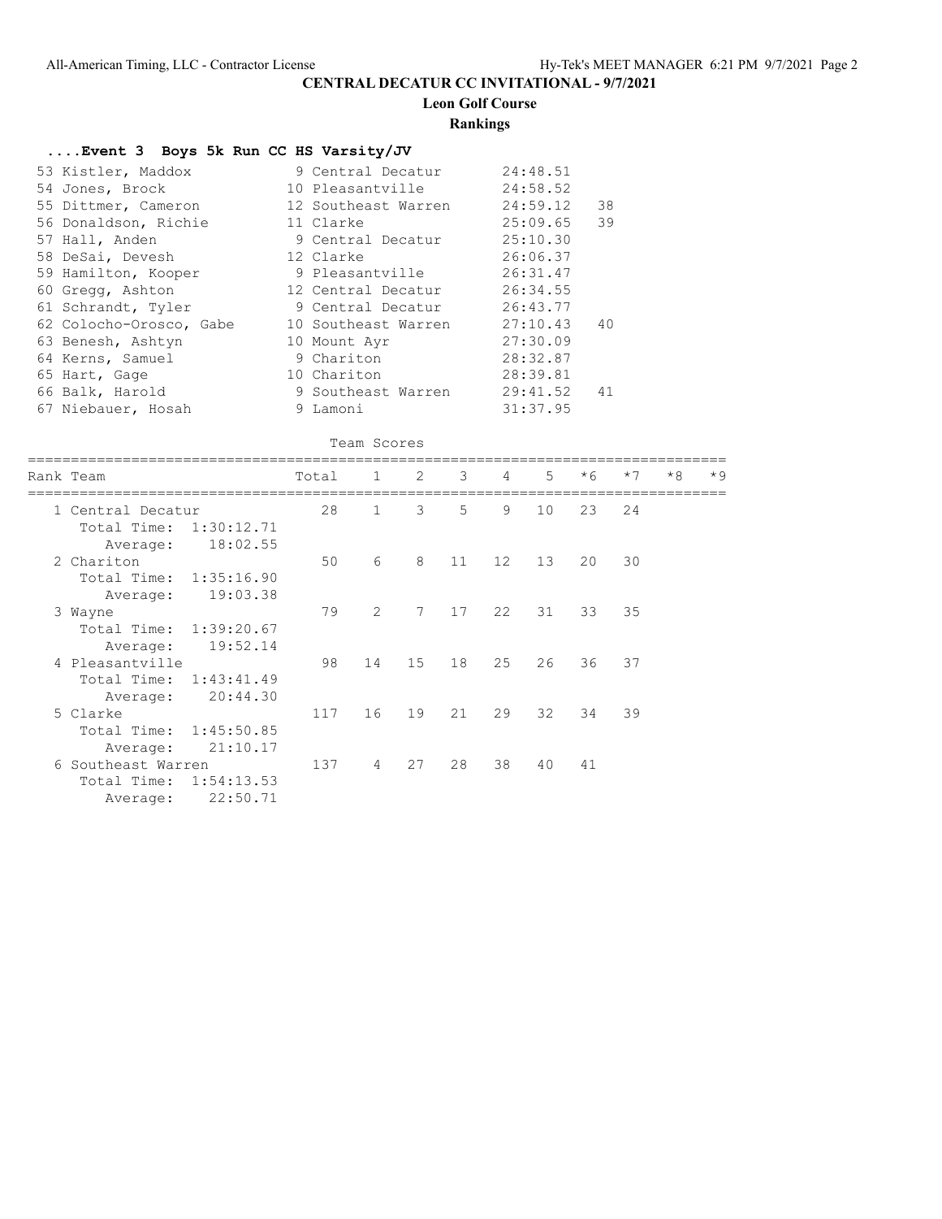## CENTRAL DECATUR CC INVITATIONAL - 9/7/2021

### Leon Golf Course

### Rankings

### ....Event 3 Boys 5k Run CC HS Varsity/JV

| | | | | | |
|---|---|---|---|---|---|
| 53 | Kistler, Maddox | 9 | Central Decatur | 24:48.51 | |
| 54 | Jones, Brock | 10 | Pleasantville | 24:58.52 | |
| 55 | Dittmer, Cameron | 12 | Southeast Warren | 24:59.12 | 38 |
| 56 | Donaldson, Richie | 11 | Clarke | 25:09.65 | 39 |
| 57 | Hall, Anden | 9 | Central Decatur | 25:10.30 | |
| 58 | DeSai, Devesh | 12 | Clarke | 26:06.37 | |
| 59 | Hamilton, Kooper | 9 | Pleasantville | 26:31.47 | |
| 60 | Gregg, Ashton | 12 | Central Decatur | 26:34.55 | |
| 61 | Schrandt, Tyler | 9 | Central Decatur | 26:43.77 | |
| 62 | Colocho-Orosco, Gabe | 10 | Southeast Warren | 27:10.43 | 40 |
| 63 | Benesh, Ashtyn | 10 | Mount Ayr | 27:30.09 | |
| 64 | Kerns, Samuel | 9 | Chariton | 28:32.87 | |
| 65 | Hart, Gage | 10 | Chariton | 28:39.81 | |
| 66 | Balk, Harold | 9 | Southeast Warren | 29:41.52 | 41 |
| 67 | Niebauer, Hosah | 9 | Lamoni | 31:37.95 | |

Team Scores

| Rank | Team | Total | 1 | 2 | 3 | 4 | 5 | *6 | *7 | *8 | *9 |
|---|---|---|---|---|---|---|---|---|---|---|---|
| 1 | Central Decatur | 28 | 1 | 3 | 5 | 9 | 10 | 23 | 24 | | |
| | Total Time: 1:30:12.71 | | | | | | | | | | |
| | Average: 18:02.55 | | | | | | | | | | |
| 2 | Chariton | 50 | 6 | 8 | 11 | 12 | 13 | 20 | 30 | | |
| | Total Time: 1:35:16.90 | | | | | | | | | | |
| | Average: 19:03.38 | | | | | | | | | | |
| 3 | Wayne | 79 | 2 | 7 | 17 | 22 | 31 | 33 | 35 | | |
| | Total Time: 1:39:20.67 | | | | | | | | | | |
| | Average: 19:52.14 | | | | | | | | | | |
| 4 | Pleasantville | 98 | 14 | 15 | 18 | 25 | 26 | 36 | 37 | | |
| | Total Time: 1:43:41.49 | | | | | | | | | | |
| | Average: 20:44.30 | | | | | | | | | | |
| 5 | Clarke | 117 | 16 | 19 | 21 | 29 | 32 | 34 | 39 | | |
| | Total Time: 1:45:50.85 | | | | | | | | | | |
| | Average: 21:10.17 | | | | | | | | | | |
| 6 | Southeast Warren | 137 | 4 | 27 | 28 | 38 | 40 | 41 | | | |
| | Total Time: 1:54:13.53 | | | | | | | | | | |
| | Average: 22:50.71 | | | | | | | | | | |